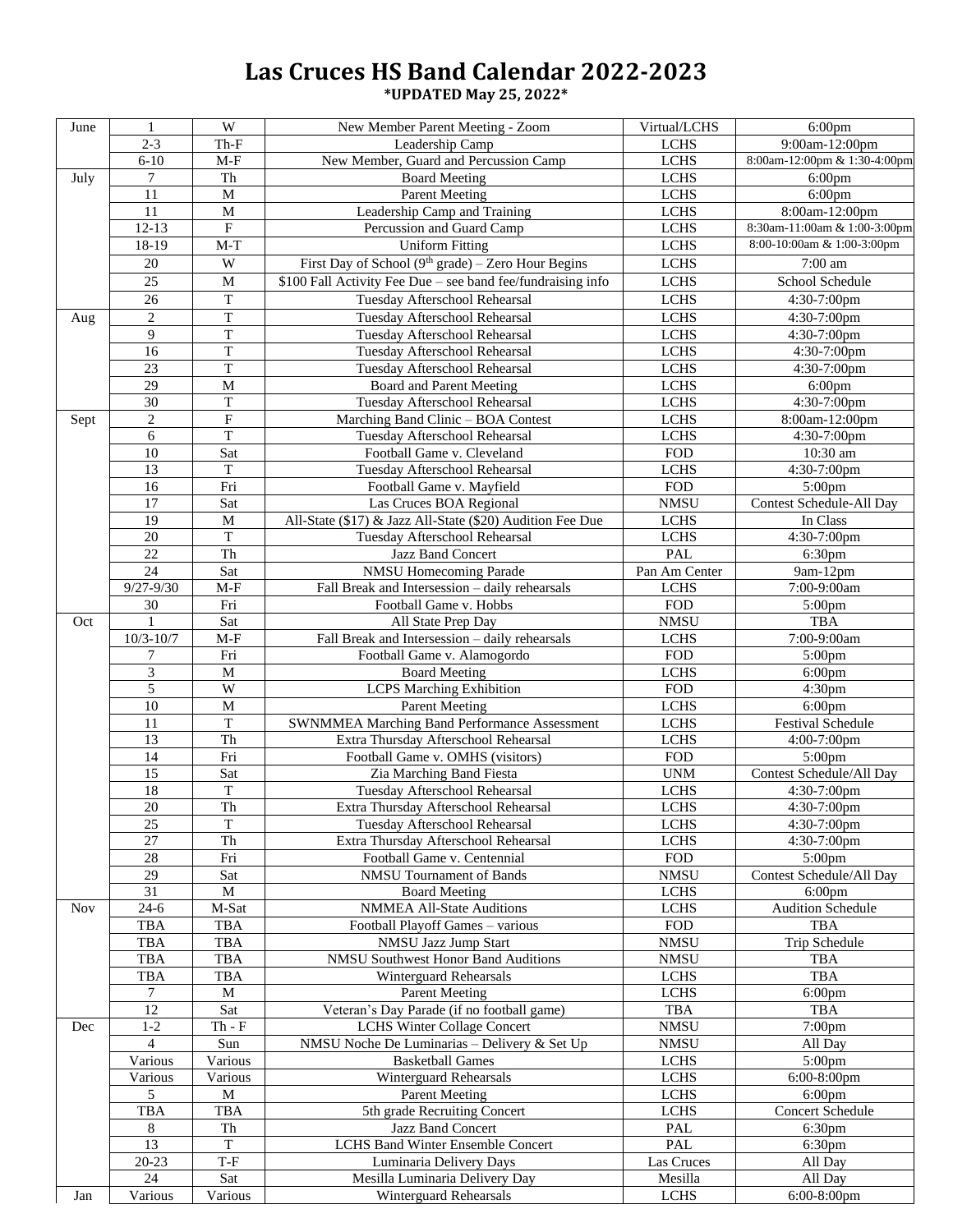# Las Cruces HS Band Calendar 2022-2023

**\*UPDATED May 25, 2022\***

| Month | Date | Day | Event | Location | Time |
|---|---|---|---|---|---|
| June | 1 | W | New Member Parent Meeting - Zoom | Virtual/LCHS | 6:00pm |
| | 2-3 | Th-F | Leadership Camp | LCHS | 9:00am-12:00pm |
| | 6-10 | M-F | New Member, Guard and Percussion Camp | LCHS | 8:00am-12:00pm & 1:30-4:00pm |
| July | 7 | Th | Board Meeting | LCHS | 6:00pm |
| | 11 | M | Parent Meeting | LCHS | 6:00pm |
| | 11 | M | Leadership Camp and Training | LCHS | 8:00am-12:00pm |
| | 12-13 | F | Percussion and Guard Camp | LCHS | 8:30am-11:00am & 1:00-3:00pm |
| | 18-19 | M-T | Uniform Fitting | LCHS | 8:00-10:00am & 1:00-3:00pm |
| | 20 | W | First Day of School (9th grade) – Zero Hour Begins | LCHS | 7:00 am |
| | 25 | M | $100 Fall Activity Fee Due – see band fee/fundraising info | LCHS | School Schedule |
| | 26 | T | Tuesday Afterschool Rehearsal | LCHS | 4:30-7:00pm |
| Aug | 2 | T | Tuesday Afterschool Rehearsal | LCHS | 4:30-7:00pm |
| | 9 | T | Tuesday Afterschool Rehearsal | LCHS | 4:30-7:00pm |
| | 16 | T | Tuesday Afterschool Rehearsal | LCHS | 4:30-7:00pm |
| | 23 | T | Tuesday Afterschool Rehearsal | LCHS | 4:30-7:00pm |
| | 29 | M | Board and Parent Meeting | LCHS | 6:00pm |
| | 30 | T | Tuesday Afterschool Rehearsal | LCHS | 4:30-7:00pm |
| Sept | 2 | F | Marching Band Clinic – BOA Contest | LCHS | 8:00am-12:00pm |
| | 6 | T | Tuesday Afterschool Rehearsal | LCHS | 4:30-7:00pm |
| | 10 | Sat | Football Game v. Cleveland | FOD | 10:30 am |
| | 13 | T | Tuesday Afterschool Rehearsal | LCHS | 4:30-7:00pm |
| | 16 | Fri | Football Game v. Mayfield | FOD | 5:00pm |
| | 17 | Sat | Las Cruces BOA Regional | NMSU | Contest Schedule-All Day |
| | 19 | M | All-State ($17) & Jazz All-State ($20) Audition Fee Due | LCHS | In Class |
| | 20 | T | Tuesday Afterschool Rehearsal | LCHS | 4:30-7:00pm |
| | 22 | Th | Jazz Band Concert | PAL | 6:30pm |
| | 24 | Sat | NMSU Homecoming Parade | Pan Am Center | 9am-12pm |
| | 9/27-9/30 | M-F | Fall Break and Intersession – daily rehearsals | LCHS | 7:00-9:00am |
| | 30 | Fri | Football Game v. Hobbs | FOD | 5:00pm |
| Oct | 1 | Sat | All State Prep Day | NMSU | TBA |
| | 10/3-10/7 | M-F | Fall Break and Intersession – daily rehearsals | LCHS | 7:00-9:00am |
| | 7 | Fri | Football Game v. Alamogordo | FOD | 5:00pm |
| | 3 | M | Board Meeting | LCHS | 6:00pm |
| | 5 | W | LCPS Marching Exhibition | FOD | 4:30pm |
| | 10 | M | Parent Meeting | LCHS | 6:00pm |
| | 11 | T | SWNMMEA Marching Band Performance Assessment | LCHS | Festival Schedule |
| | 13 | Th | Extra Thursday Afterschool Rehearsal | LCHS | 4:00-7:00pm |
| | 14 | Fri | Football Game v. OMHS (visitors) | FOD | 5:00pm |
| | 15 | Sat | Zia Marching Band Fiesta | UNM | Contest Schedule/All Day |
| | 18 | T | Tuesday Afterschool Rehearsal | LCHS | 4:30-7:00pm |
| | 20 | Th | Extra Thursday Afterschool Rehearsal | LCHS | 4:30-7:00pm |
| | 25 | T | Tuesday Afterschool Rehearsal | LCHS | 4:30-7:00pm |
| | 27 | Th | Extra Thursday Afterschool Rehearsal | LCHS | 4:30-7:00pm |
| | 28 | Fri | Football Game v. Centennial | FOD | 5:00pm |
| | 29 | Sat | NMSU Tournament of Bands | NMSU | Contest Schedule/All Day |
| | 31 | M | Board Meeting | LCHS | 6:00pm |
| Nov | 24-6 | M-Sat | NMMEA All-State Auditions | LCHS | Audition Schedule |
| | TBA | TBA | Football Playoff Games – various | FOD | TBA |
| | TBA | TBA | NMSU Jazz Jump Start | NMSU | Trip Schedule |
| | TBA | TBA | NMSU Southwest Honor Band Auditions | NMSU | TBA |
| | TBA | TBA | Winterguard Rehearsals | LCHS | TBA |
| | 7 | M | Parent Meeting | LCHS | 6:00pm |
| | 12 | Sat | Veteran's Day Parade (if no football game) | TBA | TBA |
| Dec | 1-2 | Th - F | LCHS Winter Collage Concert | NMSU | 7:00pm |
| | 4 | Sun | NMSU Noche De Luminarias – Delivery & Set Up | NMSU | All Day |
| | Various | Various | Basketball Games | LCHS | 5:00pm |
| | Various | Various | Winterguard Rehearsals | LCHS | 6:00-8:00pm |
| | 5 | M | Parent Meeting | LCHS | 6:00pm |
| | TBA | TBA | 5th grade Recruiting Concert | LCHS | Concert Schedule |
| | 8 | Th | Jazz Band Concert | PAL | 6:30pm |
| | 13 | T | LCHS Band Winter Ensemble Concert | PAL | 6:30pm |
| | 20-23 | T-F | Luminaria Delivery Days | Las Cruces | All Day |
| | 24 | Sat | Mesilla Luminaria Delivery Day | Mesilla | All Day |
| Jan | Various | Various | Winterguard Rehearsals | LCHS | 6:00-8:00pm |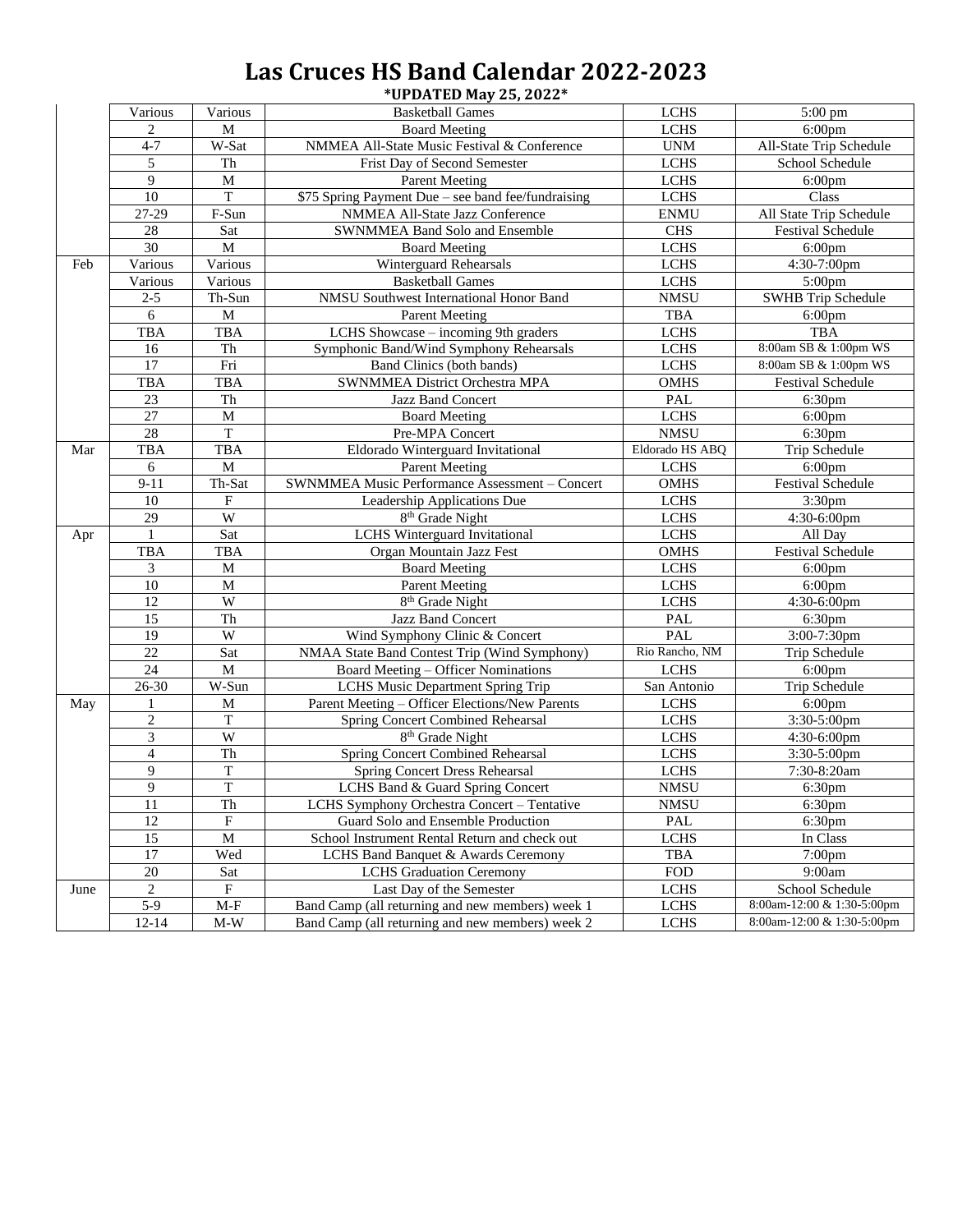# Las Cruces HS Band Calendar 2022-2023

**\*UPDATED May 25, 2022\***

| | | | | | |
|---|---|---|---|---|---|
| | Various | Various | Basketball Games | LCHS | 5:00 pm |
| | 2 | M | Board Meeting | LCHS | 6:00pm |
| | 4-7 | W-Sat | NMMEA All-State Music Festival & Conference | UNM | All-State Trip Schedule |
| | 5 | Th | Frist Day of Second Semester | LCHS | School Schedule |
| | 9 | M | Parent Meeting | LCHS | 6:00pm |
| | 10 | T | $75 Spring Payment Due – see band fee/fundraising | LCHS | Class |
| | 27-29 | F-Sun | NMMEA All-State Jazz Conference | ENMU | All State Trip Schedule |
| | 28 | Sat | SWNMMEA Band Solo and Ensemble | CHS | Festival Schedule |
| | 30 | M | Board Meeting | LCHS | 6:00pm |
| Feb | Various | Various | Winterguard Rehearsals | LCHS | 4:30-7:00pm |
| | Various | Various | Basketball Games | LCHS | 5:00pm |
| | 2-5 | Th-Sun | NMSU Southwest International Honor Band | NMSU | SWHB Trip Schedule |
| | 6 | M | Parent Meeting | TBA | 6:00pm |
| | TBA | TBA | LCHS Showcase – incoming 9th graders | LCHS | TBA |
| | 16 | Th | Symphonic Band/Wind Symphony Rehearsals | LCHS | 8:00am SB & 1:00pm WS |
| | 17 | Fri | Band Clinics (both bands) | LCHS | 8:00am SB & 1:00pm WS |
| | TBA | TBA | SWNMMEA District Orchestra MPA | OMHS | Festival Schedule |
| | 23 | Th | Jazz Band Concert | PAL | 6:30pm |
| | 27 | M | Board Meeting | LCHS | 6:00pm |
| | 28 | T | Pre-MPA Concert | NMSU | 6:30pm |
| Mar | TBA | TBA | Eldorado Winterguard Invitational | Eldorado HS ABQ | Trip Schedule |
| | 6 | M | Parent Meeting | LCHS | 6:00pm |
| | 9-11 | Th-Sat | SWNMMEA Music Performance Assessment – Concert | OMHS | Festival Schedule |
| | 10 | F | Leadership Applications Due | LCHS | 3:30pm |
| | 29 | W | 8th Grade Night | LCHS | 4:30-6:00pm |
| Apr | 1 | Sat | LCHS Winterguard Invitational | LCHS | All Day |
| | TBA | TBA | Organ Mountain Jazz Fest | OMHS | Festival Schedule |
| | 3 | M | Board Meeting | LCHS | 6:00pm |
| | 10 | M | Parent Meeting | LCHS | 6:00pm |
| | 12 | W | 8th Grade Night | LCHS | 4:30-6:00pm |
| | 15 | Th | Jazz Band Concert | PAL | 6:30pm |
| | 19 | W | Wind Symphony Clinic & Concert | PAL | 3:00-7:30pm |
| | 22 | Sat | NMAA State Band Contest Trip (Wind Symphony) | Rio Rancho, NM | Trip Schedule |
| | 24 | M | Board Meeting – Officer Nominations | LCHS | 6:00pm |
| | 26-30 | W-Sun | LCHS Music Department Spring Trip | San Antonio | Trip Schedule |
| May | 1 | M | Parent Meeting – Officer Elections/New Parents | LCHS | 6:00pm |
| | 2 | T | Spring Concert Combined Rehearsal | LCHS | 3:30-5:00pm |
| | 3 | W | 8th Grade Night | LCHS | 4:30-6:00pm |
| | 4 | Th | Spring Concert Combined Rehearsal | LCHS | 3:30-5:00pm |
| | 9 | T | Spring Concert Dress Rehearsal | LCHS | 7:30-8:20am |
| | 9 | T | LCHS Band & Guard Spring Concert | NMSU | 6:30pm |
| | 11 | Th | LCHS Symphony Orchestra Concert – Tentative | NMSU | 6:30pm |
| | 12 | F | Guard Solo and Ensemble Production | PAL | 6:30pm |
| | 15 | M | School Instrument Rental Return and check out | LCHS | In Class |
| | 17 | Wed | LCHS Band Banquet & Awards Ceremony | TBA | 7:00pm |
| | 20 | Sat | LCHS Graduation Ceremony | FOD | 9:00am |
| June | 2 | F | Last Day of the Semester | LCHS | School Schedule |
| | 5-9 | M-F | Band Camp (all returning and new members) week 1 | LCHS | 8:00am-12:00 & 1:30-5:00pm |
| | 12-14 | M-W | Band Camp (all returning and new members) week 2 | LCHS | 8:00am-12:00 & 1:30-5:00pm |